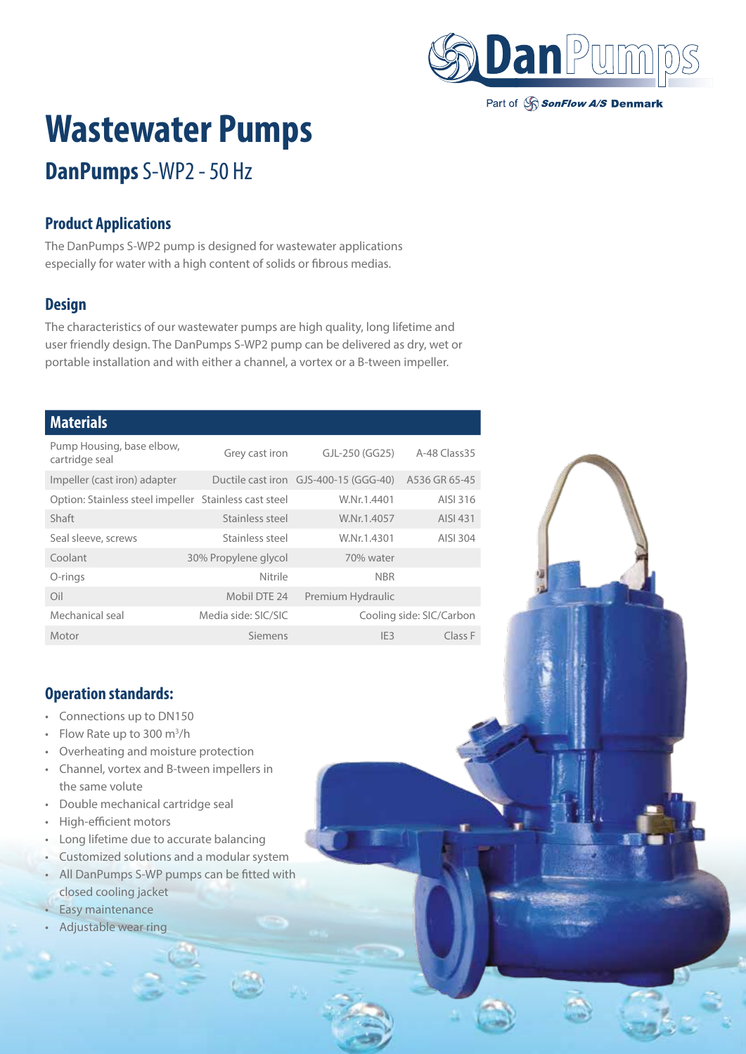# Wastewater Pumps

## DanPumps S-WP2 - 50 Hz

### Product Applications

The DanPumps S-WP2 pump is designed for wastewater applications especially for water with a high content of solids or fibrous medias.

### Design

The characteristics of our wastewater pumps are high quality, long lifetime and user friendly design. The DanPumps S-WP2 pump can be delivered as dry, wet or portable installation and with either a channel, a vortex or a B-tween impeller.

| Materials | | | |
|---|---|---|---|
| Pump Housing, base elbow, cartridge seal | Grey cast iron | GJL-250 (GG25) | A-48 Class35 |
| Impeller (cast iron) adapter | Ductile cast iron | GJS-400-15 (GGG-40) | A536 GR 65-45 |
| Option: Stainless steel impeller | Stainless cast steel | W.Nr.1.4401 | AISI 316 |
| Shaft | Stainless steel | W.Nr.1.4057 | AISI 431 |
| Seal sleeve, screws | Stainless steel | W.Nr.1.4301 | AISI 304 |
| Coolant | 30% Propylene glycol | 70% water | |
| O-rings | Nitrile | NBR | |
| Oil | Mobil DTE 24 | Premium Hydraulic | |
| Mechanical seal | Media side: SIC/SIC | Cooling side: SIC/Carbon | |
| Motor | Siemens | IE3 | Class F |

### Operation standards:

- Connections up to DN150
- Flow Rate up to 300 m$^3$/h
- Overheating and moisture protection
- Channel, vortex and B-tween impellers in the same volute
- Double mechanical cartridge seal
- High-efficient motors
- Long lifetime due to accurate balancing
- Customized solutions and a modular system
- All DanPumps S-WP pumps can be fitted with closed cooling jacket
- Easy maintenance
- Adjustable wear ring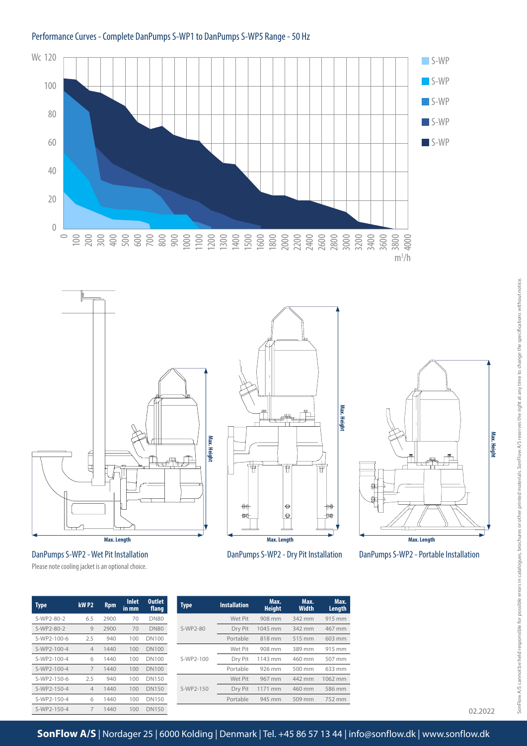## Performance Curves - Complete DanPumps S-WP1 to DanPumps S-WP5 Range - 50 Hz

Wc 120
100
80
60
40
20
0

0 100 200 300 400 500 600 700 800 900 1000 1100 1200 1300 1400 1500 1600 1800 2000 2200 2400 2600 2800 3000 3200 3400 3600 3800 4000

$m^3/h$

S-WP
S-WP
S-WP
S-WP
S-WP

Max. Height
Max. Length

DanPumps S-WP2 - Wet Pit Installation

Please note cooling jacket is an optional choice.

DanPumps S-WP2 - Dry Pit Installation

DanPumps S-WP2 - Portable Installation

| Type | kW P2 | Rpm | Inlet in mm | Outlet flang |
|---|---|---|---|---|
| S-WP2-80-2 | 6.5 | 2900 | 70 | DN80 |
| S-WP2-80-2 | 9 | 2900 | 70 | DN80 |
| S-WP2-100-6 | 2.5 | 940 | 100 | DN100 |
| S-WP2-100-4 | 4 | 1440 | 100 | DN100 |
| S-WP2-100-4 | 6 | 1440 | 100 | DN100 |
| S-WP2-100-4 | 7 | 1440 | 100 | DN100 |
| S-WP2-150-6 | 2.5 | 940 | 100 | DN150 |
| S-WP2-150-4 | 4 | 1440 | 100 | DN150 |
| S-WP2-150-4 | 6 | 1440 | 100 | DN150 |
| S-WP2-150-4 | 7 | 1440 | 100 | DN150 |

| Type | Installation | Max. Height | Max. Width | Max. Length |
|---|---|---|---|---|
| S-WP2-80 | Wet Pit | 908 mm | 342 mm | 915 mm |
| | Dry Pit | 1045 mm | 342 mm | 467 mm |
| | Portable | 818 mm | 515 mm | 603 mm |
| S-WP2-100 | Wet Pit | 908 mm | 389 mm | 915 mm |
| | Dry Pit | 1143 mm | 460 mm | 507 mm |
| | Portable | 926 mm | 500 mm | 633 mm |
| S-WP2-150 | Wet Pit | 967 mm | 442 mm | 1062 mm |
| | Dry Pit | 1171 mm | 460 mm | 586 mm |
| | Portable | 945 mm | 509 mm | 752 mm |

SonFlow A/S cannot be held responsible for possible errors in catalogues, brochures or other printed materials. SonFlow A/S reserves the right at any time to change the specifications without notice.

02.2022

**SonFlow A/S** | Nordager 25 | 6000 Kolding | Denmark | Tel. +45 86 57 13 44 | info@sonflow.dk | www.sonflow.dk